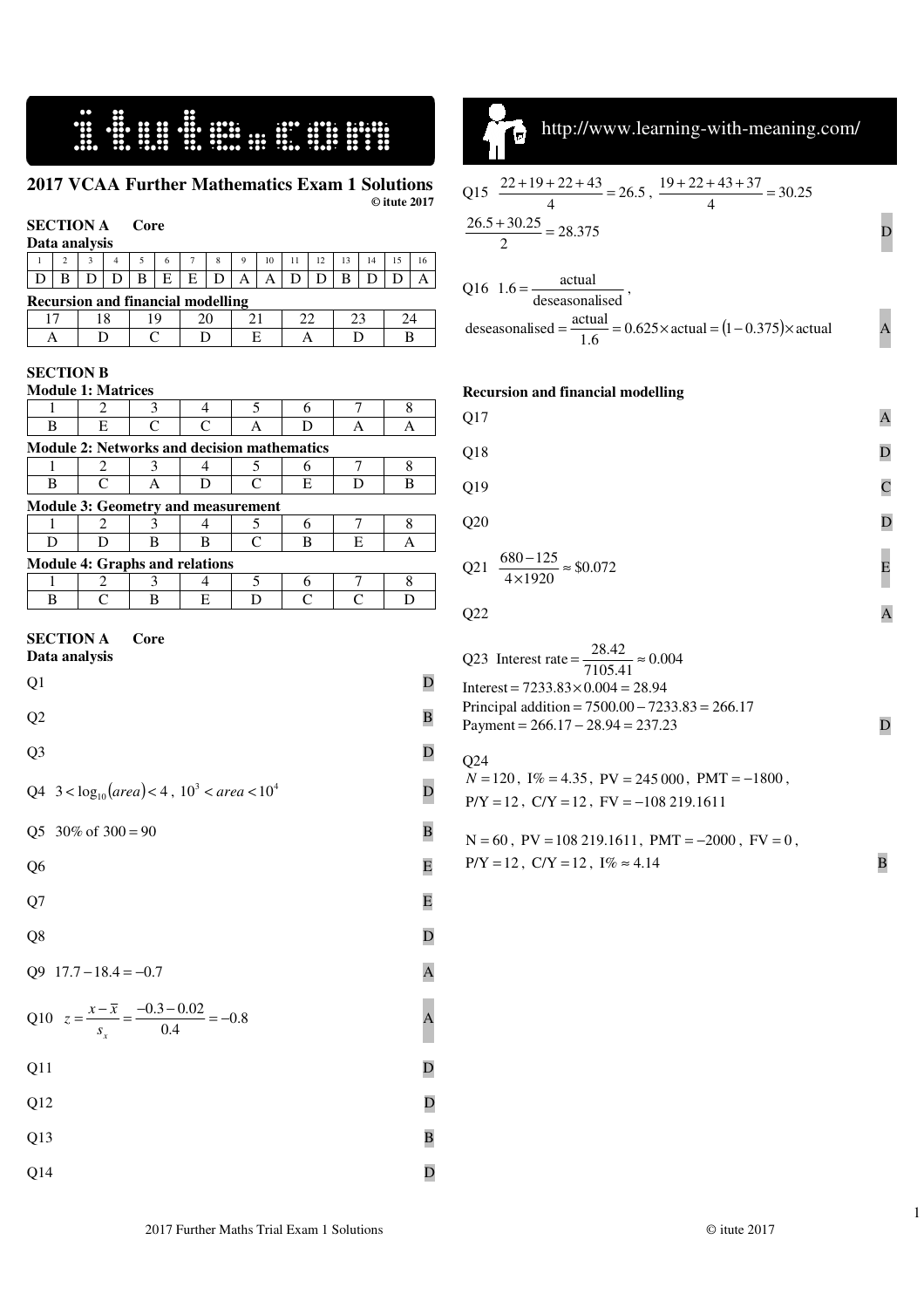# 2017 VCAA Further Mathematics Exam 1 Solutions

**© itute 2017**

## SECTION A Core

**Data analysis**

| 1 | 2 | 3 | 4 | 5 | 6 | 7 | 8 | 9 | 10 | 11 | 12 | 13 | 14 | 15 | 16 |
|---|---|---|---|---|---|---|---|---|---|---|---|---|---|---|---|
| D | B | D | D | B | E | E | D | A | A | D | D | B | D | D | A |

**Recursion and financial modelling**

| 17 | 18 | 19 | 20 | 21 | 22 | 23 | 24 |
|---|---|---|---|---|---|---|---|
| A | D | C | D | E | A | D | B |

## SECTION B

**Module 1: Matrices**

| 1 | 2 | 3 | 4 | 5 | 6 | 7 | 8 |
|---|---|---|---|---|---|---|---|
| B | E | C | C | A | D | A | A |

**Module 2: Networks and decision mathematics**

| 1 | 2 | 3 | 4 | 5 | 6 | 7 | 8 |
|---|---|---|---|---|---|---|---|
| B | C | A | D | C | E | D | B |

**Module 3: Geometry and measurement**

| 1 | 2 | 3 | 4 | 5 | 6 | 7 | 8 |
|---|---|---|---|---|---|---|---|
| D | D | B | B | C | B | E | A |

**Module 4: Graphs and relations**

| 1 | 2 | 3 | 4 | 5 | 6 | 7 | 8 |
|---|---|---|---|---|---|---|---|
| B | C | B | E | D | C | C | D |

## SECTION A Core

**Data analysis**

Q1 D

Q2 B

Q3 D

Q4 $3 < \log_{10}(area) < 4$, $10^3 < area < 10^4$ D

Q5 30% of $300 = 90$ B

Q6 E

Q7 E

Q8 D

Q9 $17.7 - 18.4 = -0.7$ A

Q10 $z = \frac{x - \bar{x}}{s_x} = \frac{-0.3 - 0.02}{0.4} = -0.8$ A

Q11 D

Q12 D

Q13 B

Q14 D

Q15 $\frac{22+19+22+43}{4} = 26.5$, $\frac{19+22+43+37}{4} = 30.25$

$\frac{26.5+30.25}{2} = 28.375$ D

Q16 $1.6 = \frac{\text{actual}}{\text{deseasonalised}}$,

$\text{deseasonalised} = \frac{\text{actual}}{1.6} = 0.625 \times \text{actual} = (1 - 0.375) \times \text{actual}$ A

**Recursion and financial modelling**

Q17 A

Q18 D

Q19 C

Q20 D

Q21 $\frac{680-125}{4 \times 1920} \approx \$0.072$ E

Q22 A

Q23 Interest rate $= \frac{28.42}{7105.41} \approx 0.004$

Interest $= 7233.83 \times 0.004 = 28.94$

Principal addition $= 7500.00 - 7233.83 = 266.17$

Payment $= 266.17 - 28.94 = 237.23$ D

Q24

$N = 120$, I% $= 4.35$, PV $= 245\,000$, PMT $= -1800$,

P/Y $= 12$, C/Y $= 12$, FV $= -108\,219.1611$

N $= 60$, PV $= 108\,219.1611$, PMT $= -2000$, FV $= 0$,

P/Y $= 12$, C/Y $= 12$, I% $\approx 4.14$ B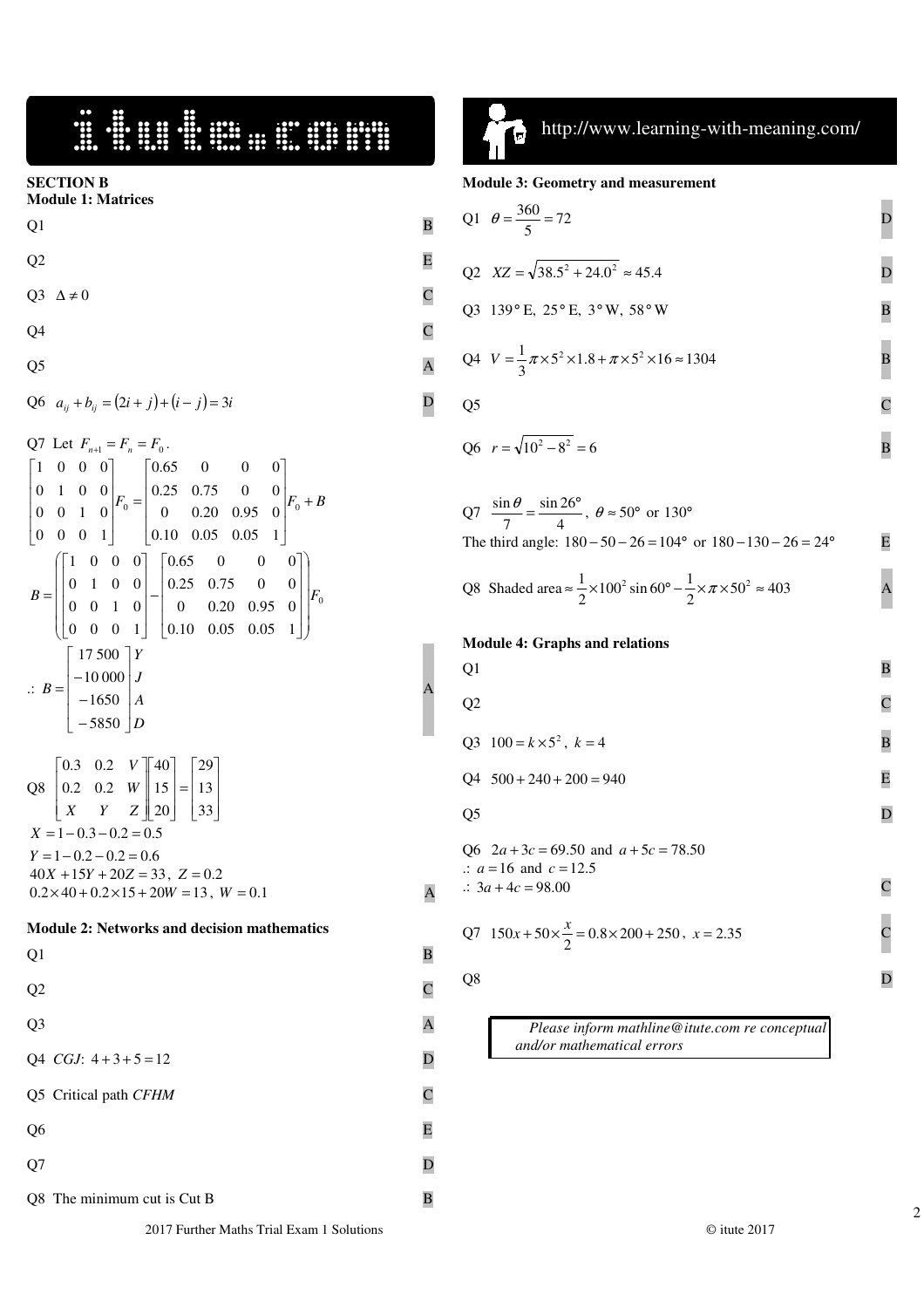## SECTION B

### Module 1: Matrices

Q1 B

Q2 E

Q3 $\Delta \neq 0$ C

Q4 C

Q5 A

Q6 $a_{ij} + b_{ij} = (2i + j) + (i - j) = 3i$ D

Q7 Let $F_{n+1} = F_n = F_0$.

$$\begin{bmatrix} 1 & 0 & 0 & 0 \\ 0 & 1 & 0 & 0 \\ 0 & 0 & 1 & 0 \\ 0 & 0 & 0 & 1 \end{bmatrix} F_0 = \begin{bmatrix} 0.65 & 0 & 0 & 0 \\ 0.25 & 0.75 & 0 & 0 \\ 0 & 0.20 & 0.95 & 0 \\ 0.10 & 0.05 & 0.05 & 1 \end{bmatrix} F_0 + B$$

$$B = \left( \begin{bmatrix} 1 & 0 & 0 & 0 \\ 0 & 1 & 0 & 0 \\ 0 & 0 & 1 & 0 \\ 0 & 0 & 0 & 1 \end{bmatrix} - \begin{bmatrix} 0.65 & 0 & 0 & 0 \\ 0.25 & 0.75 & 0 & 0 \\ 0 & 0.20 & 0.95 & 0 \\ 0.10 & 0.05 & 0.05 & 1 \end{bmatrix} \right) F_0$$

$$\therefore\ B = \begin{bmatrix} 17\,500 \\ -10\,000 \\ -1650 \\ -5850 \end{bmatrix} \begin{matrix} Y \\ J \\ A \\ D \end{matrix}$$

A

Q8 $\begin{bmatrix} 0.3 & 0.2 & V \\ 0.2 & 0.2 & W \\ X & Y & Z \end{bmatrix} \begin{bmatrix} 40 \\ 15 \\ 20 \end{bmatrix} = \begin{bmatrix} 29 \\ 13 \\ 33 \end{bmatrix}$

$X = 1 - 0.3 - 0.2 = 0.5$

$Y = 1 - 0.2 - 0.2 = 0.6$

$40X + 15Y + 20Z = 33$, $Z = 0.2$

$0.2 \times 40 + 0.2 \times 15 + 20W = 13$, $W = 0.1$ A

### Module 2: Networks and decision mathematics

Q1 B

Q2 C

Q3 A

Q4 *CGJ*: $4 + 3 + 5 = 12$ D

Q5 Critical path *CFHM* C

Q6 E

Q7 D

Q8 The minimum cut is Cut B B

### Module 3: Geometry and measurement

Q1 $\theta = \frac{360}{5} = 72$ D

Q2 $XZ = \sqrt{38.5^2 + 24.0^2} \approx 45.4$ D

Q3 139° E, 25° E, 3° W, 58° W B

Q4 $V = \frac{1}{3}\pi \times 5^2 \times 1.8 + \pi \times 5^2 \times 16 \approx 1304$ B

Q5 C

Q6 $r = \sqrt{10^2 - 8^2} = 6$ B

Q7 $\frac{\sin\theta}{7} = \frac{\sin 26°}{4}$, $\theta \approx 50°$ or $130°$

The third angle: $180 - 50 - 26 = 104°$ or $180 - 130 - 26 = 24°$ E

Q8 Shaded area $\approx \frac{1}{2} \times 100^2 \sin 60° - \frac{1}{2} \times \pi \times 50^2 \approx 403$ A

### Module 4: Graphs and relations

Q1 B

Q2 C

Q3 $100 = k \times 5^2$, $k = 4$ B

Q4 $500 + 240 + 200 = 940$ E

Q5 D

Q6 $2a + 3c = 69.50$ and $a + 5c = 78.50$

$\therefore\ a = 16$ and $c = 12.5$

$\therefore\ 3a + 4c = 98.00$ C

Q7 $150x + 50 \times \frac{x}{2} = 0.8 \times 200 + 250$, $x = 2.35$ C

Q8 D

*Please inform mathline@itute.com re conceptual and/or mathematical errors*